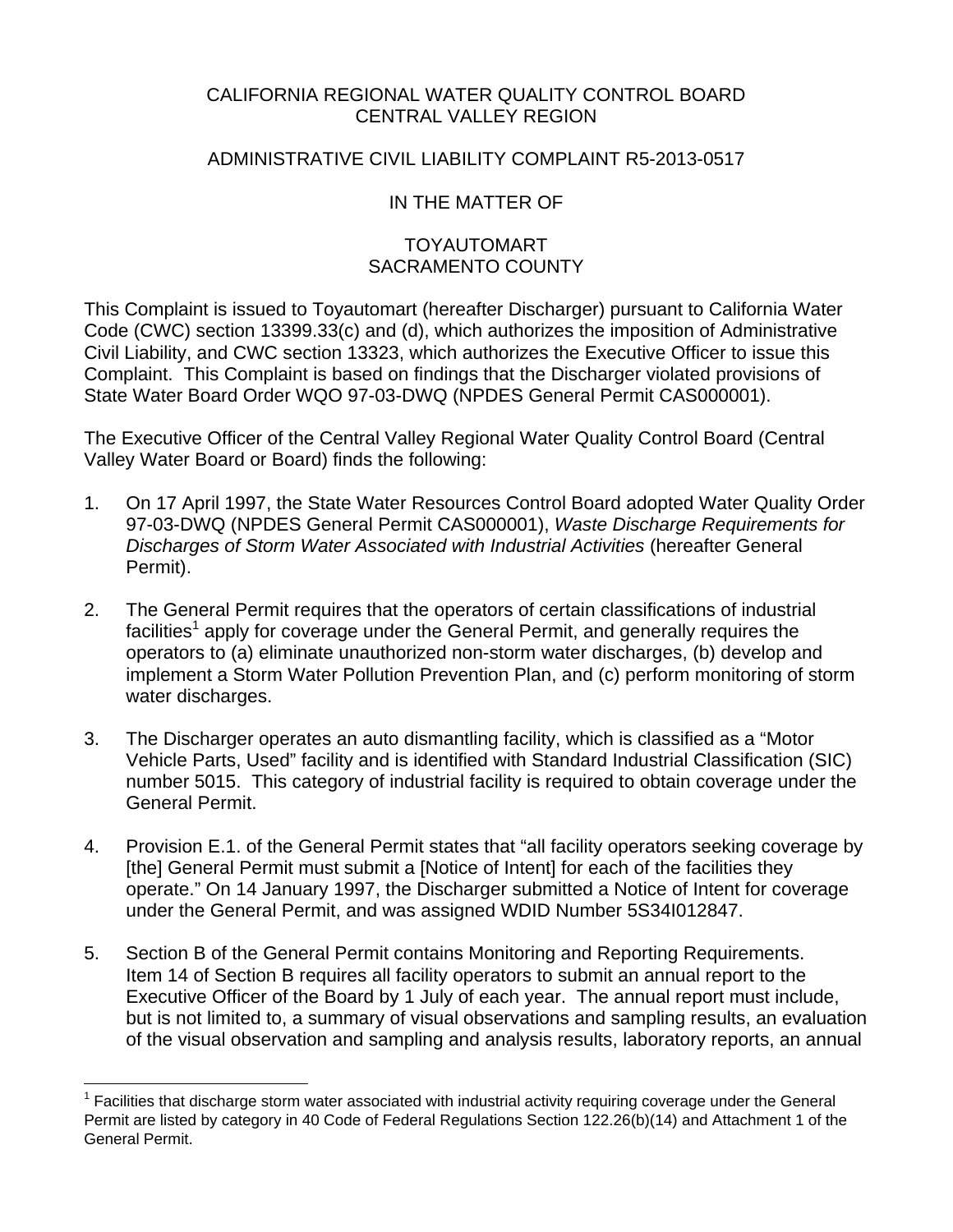CALIFORNIA REGIONAL WATER QUALITY CONTROL BOARD
CENTRAL VALLEY REGION

ADMINISTRATIVE CIVIL LIABILITY COMPLAINT R5-2013-0517

IN THE MATTER OF

TOYAUTOMART
SACRAMENTO COUNTY

This Complaint is issued to Toyautomart (hereafter Discharger) pursuant to California Water Code (CWC) section 13399.33(c) and (d), which authorizes the imposition of Administrative Civil Liability, and CWC section 13323, which authorizes the Executive Officer to issue this Complaint. This Complaint is based on findings that the Discharger violated provisions of State Water Board Order WQO 97-03-DWQ (NPDES General Permit CAS000001).

The Executive Officer of the Central Valley Regional Water Quality Control Board (Central Valley Water Board or Board) finds the following:

1. On 17 April 1997, the State Water Resources Control Board adopted Water Quality Order 97-03-DWQ (NPDES General Permit CAS000001), *Waste Discharge Requirements for Discharges of Storm Water Associated with Industrial Activities* (hereafter General Permit).

2. The General Permit requires that the operators of certain classifications of industrial facilities[1] apply for coverage under the General Permit, and generally requires the operators to (a) eliminate unauthorized non-storm water discharges, (b) develop and implement a Storm Water Pollution Prevention Plan, and (c) perform monitoring of storm water discharges.

3. The Discharger operates an auto dismantling facility, which is classified as a "Motor Vehicle Parts, Used" facility and is identified with Standard Industrial Classification (SIC) number 5015. This category of industrial facility is required to obtain coverage under the General Permit.

4. Provision E.1. of the General Permit states that "all facility operators seeking coverage by [the] General Permit must submit a [Notice of Intent] for each of the facilities they operate." On 14 January 1997, the Discharger submitted a Notice of Intent for coverage under the General Permit, and was assigned WDID Number 5S34I012847.

5. Section B of the General Permit contains Monitoring and Reporting Requirements. Item 14 of Section B requires all facility operators to submit an annual report to the Executive Officer of the Board by 1 July of each year. The annual report must include, but is not limited to, a summary of visual observations and sampling results, an evaluation of the visual observation and sampling and analysis results, laboratory reports, an annual

---

[1] Facilities that discharge storm water associated with industrial activity requiring coverage under the General Permit are listed by category in 40 Code of Federal Regulations Section 122.26(b)(14) and Attachment 1 of the General Permit.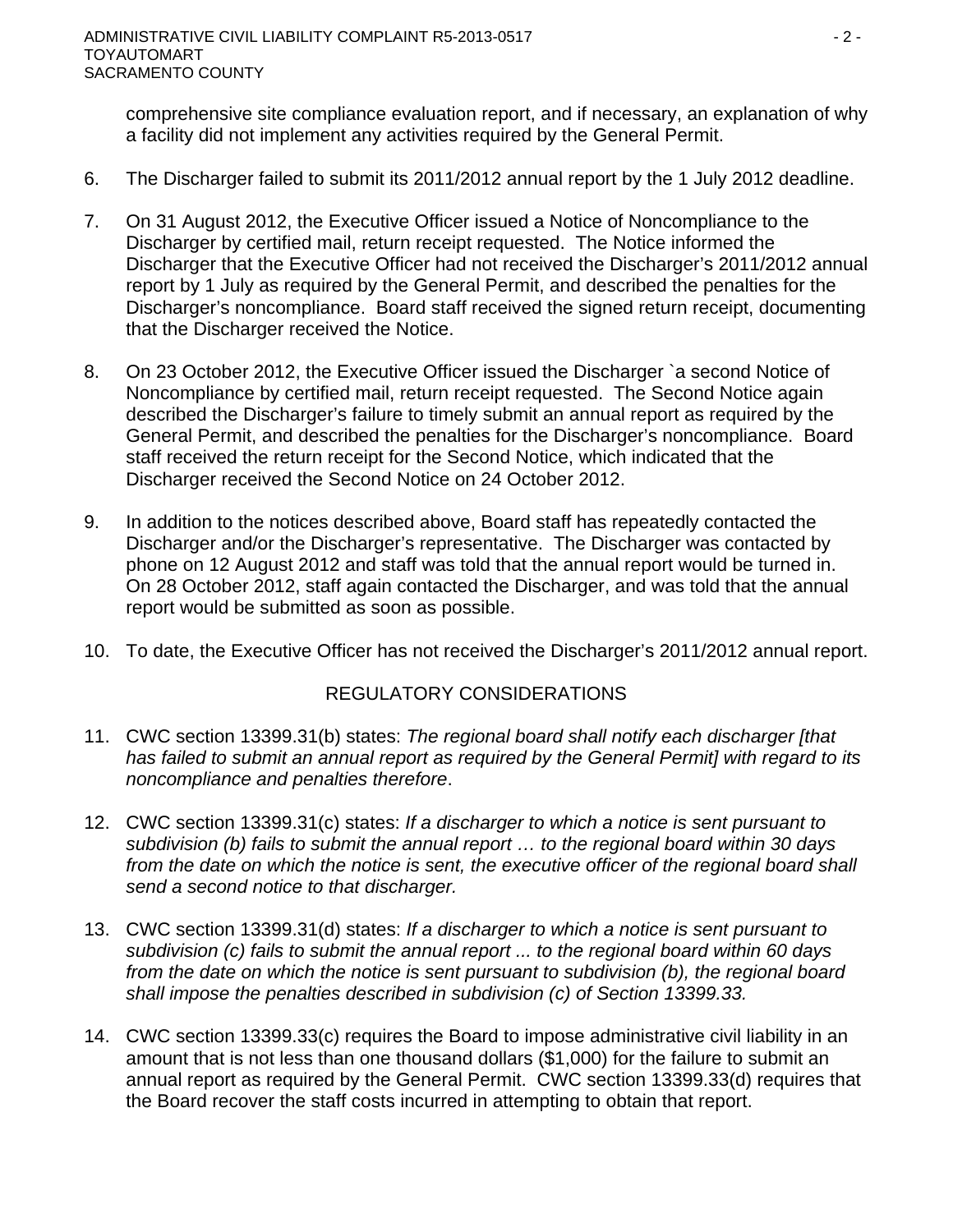comprehensive site compliance evaluation report, and if necessary, an explanation of why a facility did not implement any activities required by the General Permit.

6. The Discharger failed to submit its 2011/2012 annual report by the 1 July 2012 deadline.

7. On 31 August 2012, the Executive Officer issued a Notice of Noncompliance to the Discharger by certified mail, return receipt requested. The Notice informed the Discharger that the Executive Officer had not received the Discharger's 2011/2012 annual report by 1 July as required by the General Permit, and described the penalties for the Discharger's noncompliance. Board staff received the signed return receipt, documenting that the Discharger received the Notice.

8. On 23 October 2012, the Executive Officer issued the Discharger `a second Notice of Noncompliance by certified mail, return receipt requested. The Second Notice again described the Discharger's failure to timely submit an annual report as required by the General Permit, and described the penalties for the Discharger's noncompliance. Board staff received the return receipt for the Second Notice, which indicated that the Discharger received the Second Notice on 24 October 2012.

9. In addition to the notices described above, Board staff has repeatedly contacted the Discharger and/or the Discharger's representative. The Discharger was contacted by phone on 12 August 2012 and staff was told that the annual report would be turned in. On 28 October 2012, staff again contacted the Discharger, and was told that the annual report would be submitted as soon as possible.

10. To date, the Executive Officer has not received the Discharger's 2011/2012 annual report.

## REGULATORY CONSIDERATIONS

11. CWC section 13399.31(b) states: *The regional board shall notify each discharger [that has failed to submit an annual report as required by the General Permit] with regard to its noncompliance and penalties therefore*.

12. CWC section 13399.31(c) states: *If a discharger to which a notice is sent pursuant to subdivision (b) fails to submit the annual report … to the regional board within 30 days from the date on which the notice is sent, the executive officer of the regional board shall send a second notice to that discharger.*

13. CWC section 13399.31(d) states: *If a discharger to which a notice is sent pursuant to subdivision (c) fails to submit the annual report ... to the regional board within 60 days from the date on which the notice is sent pursuant to subdivision (b), the regional board shall impose the penalties described in subdivision (c) of Section 13399.33.*

14. CWC section 13399.33(c) requires the Board to impose administrative civil liability in an amount that is not less than one thousand dollars ($1,000) for the failure to submit an annual report as required by the General Permit. CWC section 13399.33(d) requires that the Board recover the staff costs incurred in attempting to obtain that report.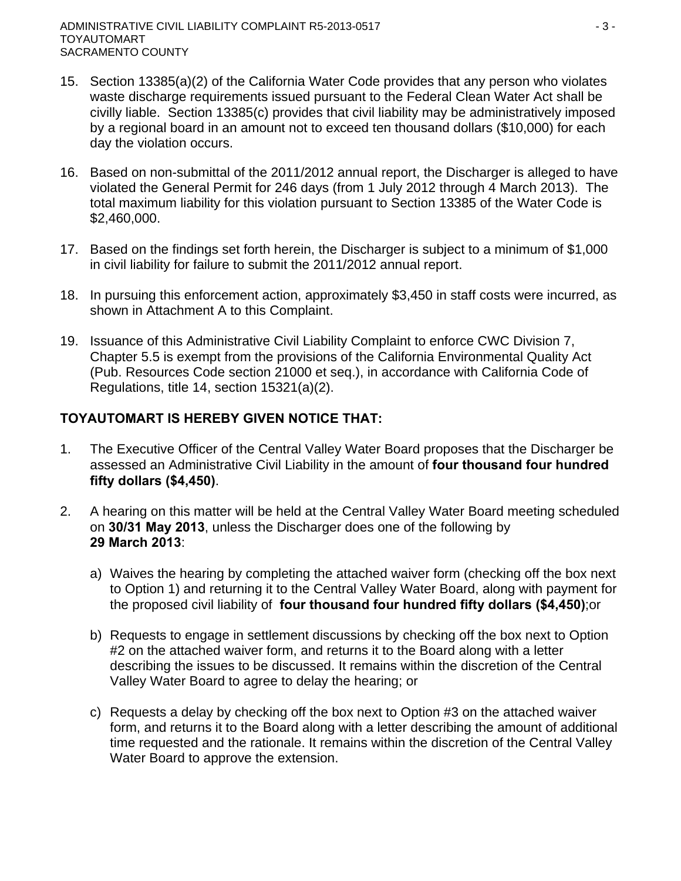15. Section 13385(a)(2) of the California Water Code provides that any person who violates waste discharge requirements issued pursuant to the Federal Clean Water Act shall be civilly liable. Section 13385(c) provides that civil liability may be administratively imposed by a regional board in an amount not to exceed ten thousand dollars ($10,000) for each day the violation occurs.

16. Based on non-submittal of the 2011/2012 annual report, the Discharger is alleged to have violated the General Permit for 246 days (from 1 July 2012 through 4 March 2013). The total maximum liability for this violation pursuant to Section 13385 of the Water Code is $2,460,000.

17. Based on the findings set forth herein, the Discharger is subject to a minimum of $1,000 in civil liability for failure to submit the 2011/2012 annual report.

18. In pursuing this enforcement action, approximately $3,450 in staff costs were incurred, as shown in Attachment A to this Complaint.

19. Issuance of this Administrative Civil Liability Complaint to enforce CWC Division 7, Chapter 5.5 is exempt from the provisions of the California Environmental Quality Act (Pub. Resources Code section 21000 et seq.), in accordance with California Code of Regulations, title 14, section 15321(a)(2).

**TOYAUTOMART IS HEREBY GIVEN NOTICE THAT:**

1. The Executive Officer of the Central Valley Water Board proposes that the Discharger be assessed an Administrative Civil Liability in the amount of **four thousand four hundred fifty dollars ($4,450)**.

2. A hearing on this matter will be held at the Central Valley Water Board meeting scheduled on **30/31 May 2013**, unless the Discharger does one of the following by **29 March 2013**:

   a) Waives the hearing by completing the attached waiver form (checking off the box next to Option 1) and returning it to the Central Valley Water Board, along with payment for the proposed civil liability of **four thousand four hundred fifty dollars ($4,450)**;or

   b) Requests to engage in settlement discussions by checking off the box next to Option #2 on the attached waiver form, and returns it to the Board along with a letter describing the issues to be discussed. It remains within the discretion of the Central Valley Water Board to agree to delay the hearing; or

   c) Requests a delay by checking off the box next to Option #3 on the attached waiver form, and returns it to the Board along with a letter describing the amount of additional time requested and the rationale. It remains within the discretion of the Central Valley Water Board to approve the extension.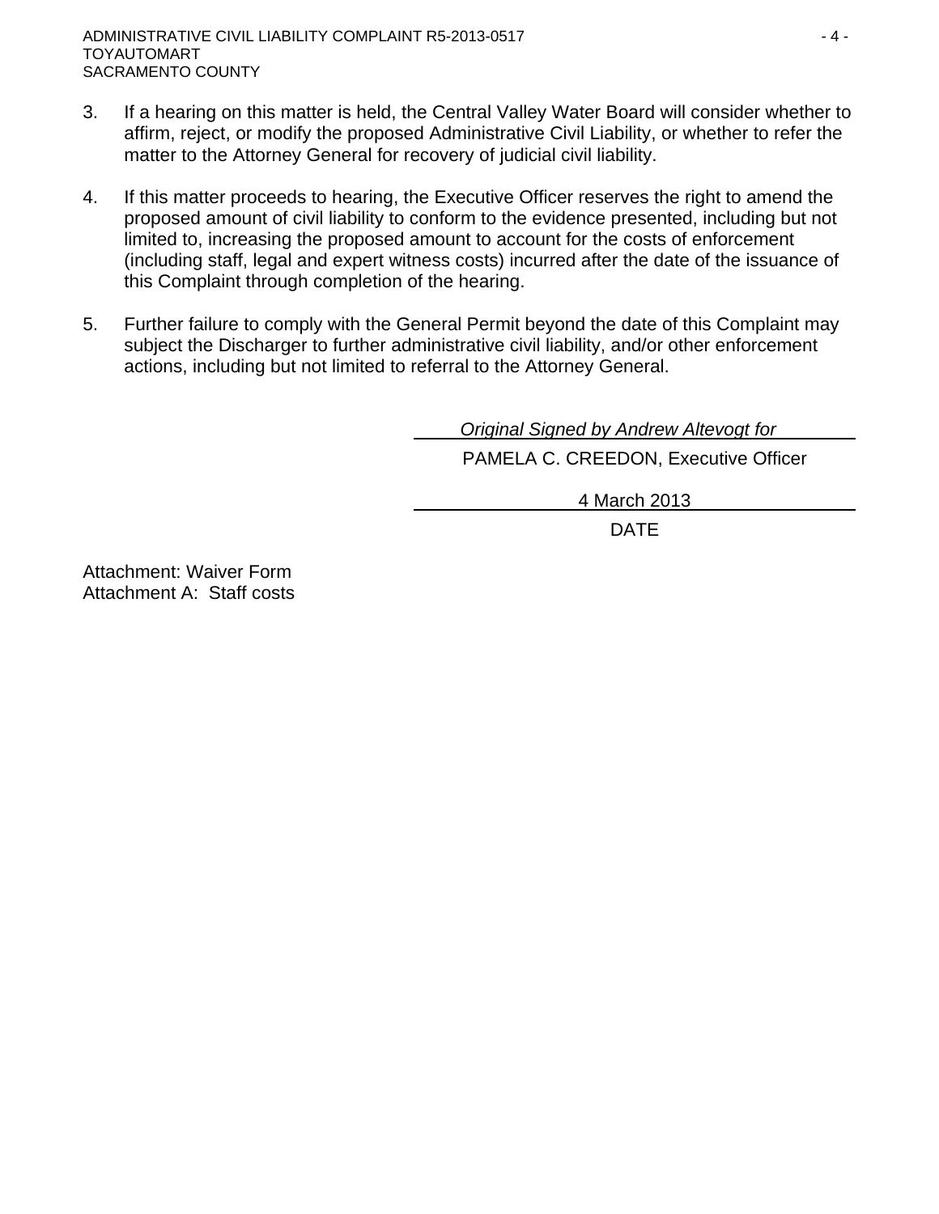3. If a hearing on this matter is held, the Central Valley Water Board will consider whether to affirm, reject, or modify the proposed Administrative Civil Liability, or whether to refer the matter to the Attorney General for recovery of judicial civil liability.

4. If this matter proceeds to hearing, the Executive Officer reserves the right to amend the proposed amount of civil liability to conform to the evidence presented, including but not limited to, increasing the proposed amount to account for the costs of enforcement (including staff, legal and expert witness costs) incurred after the date of the issuance of this Complaint through completion of the hearing.

5. Further failure to comply with the General Permit beyond the date of this Complaint may subject the Discharger to further administrative civil liability, and/or other enforcement actions, including but not limited to referral to the Attorney General.

*Original Signed by Andrew Altevogt for*

PAMELA C. CREEDON, Executive Officer

4 March 2013

DATE

Attachment: Waiver Form
Attachment A: Staff costs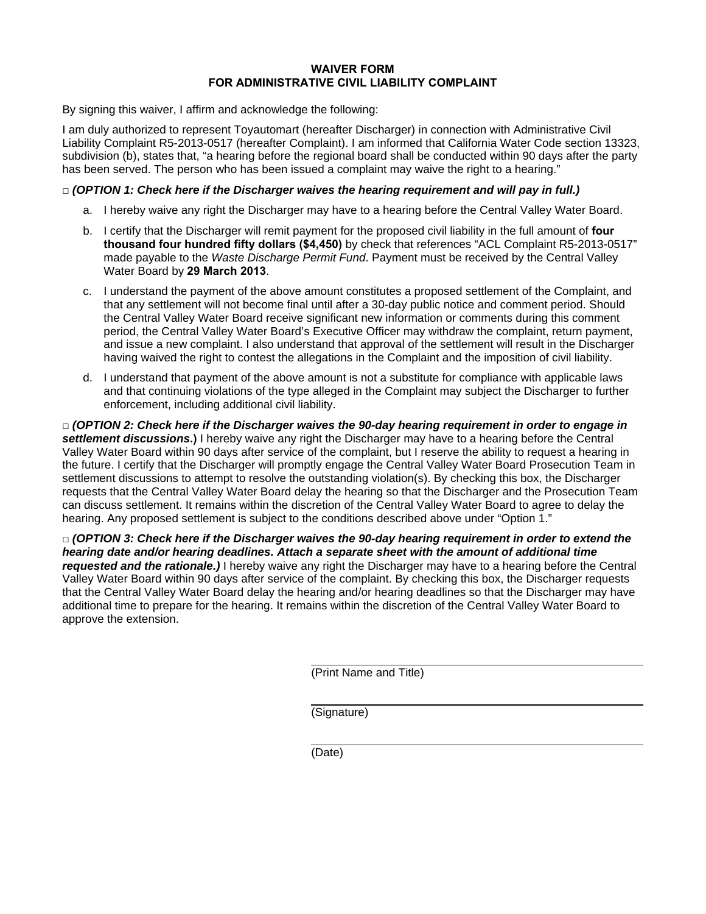# WAIVER FORM
# FOR ADMINISTRATIVE CIVIL LIABILITY COMPLAINT

By signing this waiver, I affirm and acknowledge the following:

I am duly authorized to represent Toyautomart (hereafter Discharger) in connection with Administrative Civil Liability Complaint R5-2013-0517 (hereafter Complaint). I am informed that California Water Code section 13323, subdivision (b), states that, "a hearing before the regional board shall be conducted within 90 days after the party has been served. The person who has been issued a complaint may waive the right to a hearing."

□ ***(OPTION 1: Check here if the Discharger waives the hearing requirement and will pay in full.)***

a. I hereby waive any right the Discharger may have to a hearing before the Central Valley Water Board.

b. I certify that the Discharger will remit payment for the proposed civil liability in the full amount of **four thousand four hundred fifty dollars ($4,450)** by check that references "ACL Complaint R5-2013-0517" made payable to the *Waste Discharge Permit Fund*. Payment must be received by the Central Valley Water Board by **29 March 2013**.

c. I understand the payment of the above amount constitutes a proposed settlement of the Complaint, and that any settlement will not become final until after a 30-day public notice and comment period. Should the Central Valley Water Board receive significant new information or comments during this comment period, the Central Valley Water Board's Executive Officer may withdraw the complaint, return payment, and issue a new complaint. I also understand that approval of the settlement will result in the Discharger having waived the right to contest the allegations in the Complaint and the imposition of civil liability.

d. I understand that payment of the above amount is not a substitute for compliance with applicable laws and that continuing violations of the type alleged in the Complaint may subject the Discharger to further enforcement, including additional civil liability.

□ ***(OPTION 2: Check here if the Discharger waives the 90-day hearing requirement in order to engage in settlement discussions.)*** I hereby waive any right the Discharger may have to a hearing before the Central Valley Water Board within 90 days after service of the complaint, but I reserve the ability to request a hearing in the future. I certify that the Discharger will promptly engage the Central Valley Water Board Prosecution Team in settlement discussions to attempt to resolve the outstanding violation(s). By checking this box, the Discharger requests that the Central Valley Water Board delay the hearing so that the Discharger and the Prosecution Team can discuss settlement. It remains within the discretion of the Central Valley Water Board to agree to delay the hearing. Any proposed settlement is subject to the conditions described above under "Option 1."

□ ***(OPTION 3: Check here if the Discharger waives the 90-day hearing requirement in order to extend the hearing date and/or hearing deadlines. Attach a separate sheet with the amount of additional time requested and the rationale.)*** I hereby waive any right the Discharger may have to a hearing before the Central Valley Water Board within 90 days after service of the complaint. By checking this box, the Discharger requests that the Central Valley Water Board delay the hearing and/or hearing deadlines so that the Discharger may have additional time to prepare for the hearing. It remains within the discretion of the Central Valley Water Board to approve the extension.

_______________________________
(Print Name and Title)

_______________________________
(Signature)

_______________________________
(Date)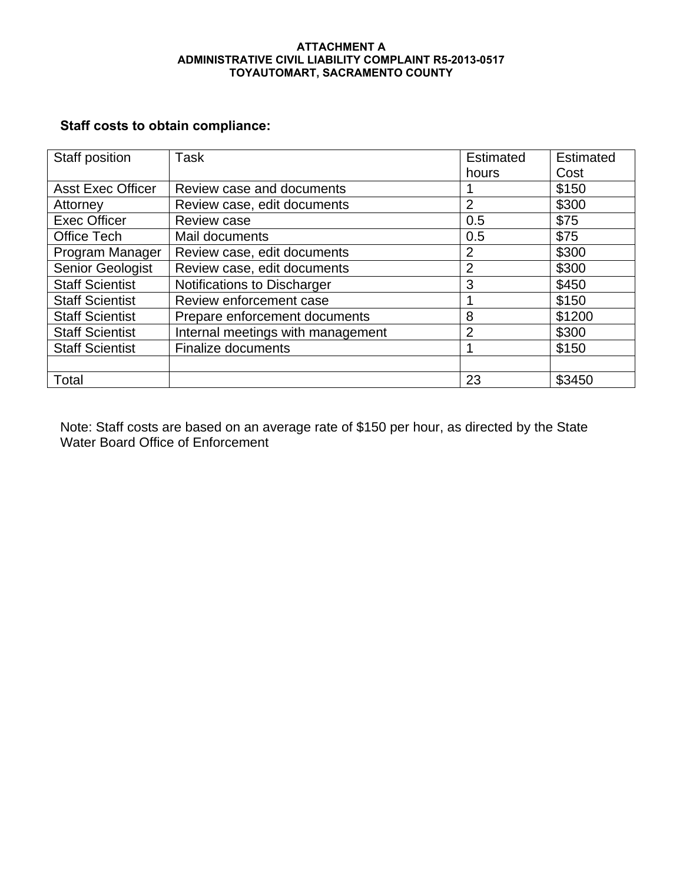**ATTACHMENT A**
**ADMINISTRATIVE CIVIL LIABILITY COMPLAINT R5-2013-0517**
**TOYAUTOMART, SACRAMENTO COUNTY**

**Staff costs to obtain compliance:**

| Staff position | Task | Estimated hours | Estimated Cost |
|---|---|---|---|
| Asst Exec Officer | Review case and documents | 1 | $150 |
| Attorney | Review case, edit documents | 2 | $300 |
| Exec Officer | Review case | 0.5 | $75 |
| Office Tech | Mail documents | 0.5 | $75 |
| Program Manager | Review case, edit documents | 2 | $300 |
| Senior Geologist | Review case, edit documents | 2 | $300 |
| Staff Scientist | Notifications to Discharger | 3 | $450 |
| Staff Scientist | Review enforcement case | 1 | $150 |
| Staff Scientist | Prepare enforcement documents | 8 | $1200 |
| Staff Scientist | Internal meetings with management | 2 | $300 |
| Staff Scientist | Finalize documents | 1 | $150 |
| | | | |
| Total | | 23 | $3450 |

Note: Staff costs are based on an average rate of $150 per hour, as directed by the State Water Board Office of Enforcement